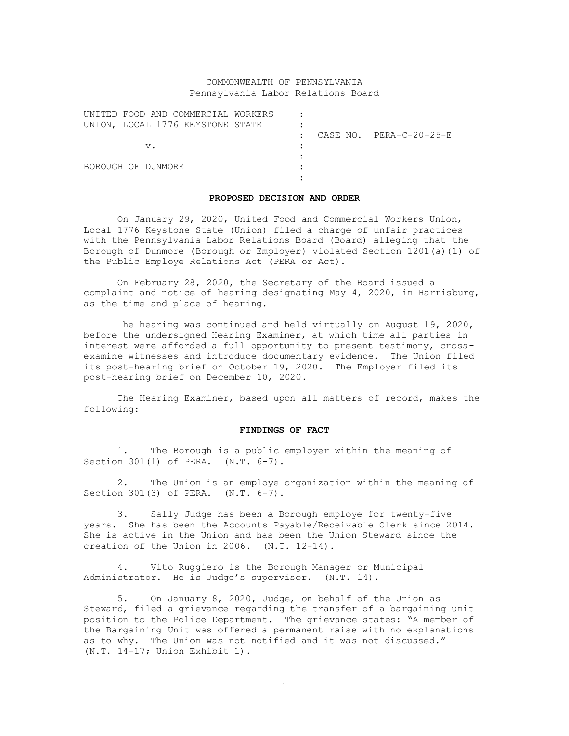COMMONWEALTH OF PENNSYLVANIA
Pennsylvania Labor Relations Board

| | | |
|---|---|---|
| UNITED FOOD AND COMMERCIAL WORKERS UNION, LOCAL 1776 KEYSTONE STATE | : | |
| | : | CASE NO. PERA-C-20-25-E |
| v. | : | |
| | : | |
| BOROUGH OF DUNMORE | : | |

**PROPOSED DECISION AND ORDER**

On January 29, 2020, United Food and Commercial Workers Union, Local 1776 Keystone State (Union) filed a charge of unfair practices with the Pennsylvania Labor Relations Board (Board) alleging that the Borough of Dunmore (Borough or Employer) violated Section 1201(a)(1) of the Public Employe Relations Act (PERA or Act).

On February 28, 2020, the Secretary of the Board issued a complaint and notice of hearing designating May 4, 2020, in Harrisburg, as the time and place of hearing.

The hearing was continued and held virtually on August 19, 2020, before the undersigned Hearing Examiner, at which time all parties in interest were afforded a full opportunity to present testimony, cross-examine witnesses and introduce documentary evidence. The Union filed its post-hearing brief on October 19, 2020. The Employer filed its post-hearing brief on December 10, 2020.

The Hearing Examiner, based upon all matters of record, makes the following:

**FINDINGS OF FACT**

1. The Borough is a public employer within the meaning of Section 301(1) of PERA. (N.T. 6-7).

2. The Union is an employe organization within the meaning of Section 301(3) of PERA. (N.T. 6-7).

3. Sally Judge has been a Borough employe for twenty-five years. She has been the Accounts Payable/Receivable Clerk since 2014. She is active in the Union and has been the Union Steward since the creation of the Union in 2006. (N.T. 12-14).

4. Vito Ruggiero is the Borough Manager or Municipal Administrator. He is Judge's supervisor. (N.T. 14).

5. On January 8, 2020, Judge, on behalf of the Union as Steward, filed a grievance regarding the transfer of a bargaining unit position to the Police Department. The grievance states: "A member of the Bargaining Unit was offered a permanent raise with no explanations as to why. The Union was not notified and it was not discussed." (N.T. 14-17; Union Exhibit 1).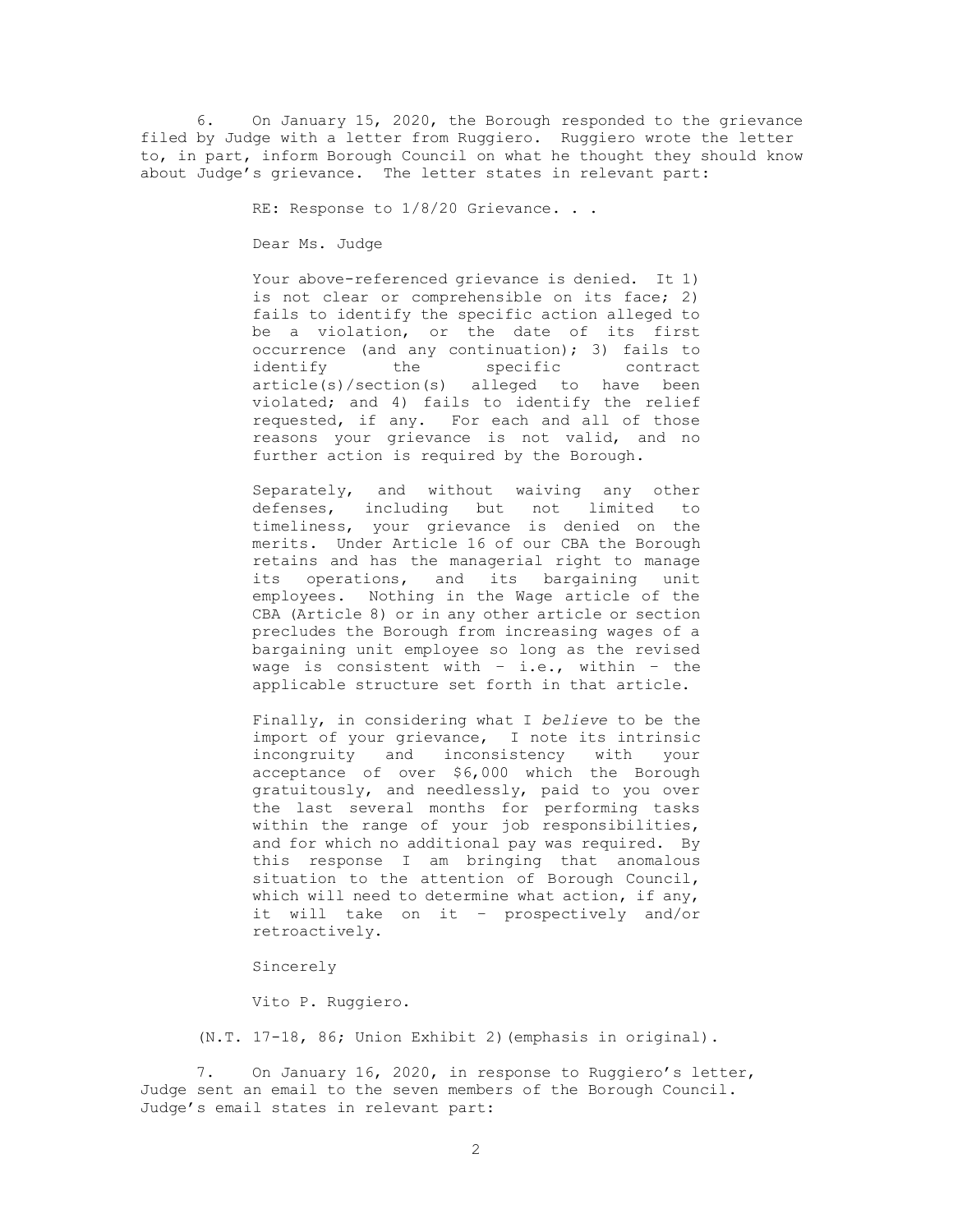6. On January 15, 2020, the Borough responded to the grievance filed by Judge with a letter from Ruggiero. Ruggiero wrote the letter to, in part, inform Borough Council on what he thought they should know about Judge's grievance. The letter states in relevant part:

> RE: Response to 1/8/20 Grievance. . .
>
> Dear Ms. Judge
>
> Your above-referenced grievance is denied. It 1) is not clear or comprehensible on its face; 2) fails to identify the specific action alleged to be a violation, or the date of its first occurrence (and any continuation); 3) fails to identify the specific contract article(s)/section(s) alleged to have been violated; and 4) fails to identify the relief requested, if any. For each and all of those reasons your grievance is not valid, and no further action is required by the Borough.
>
> Separately, and without waiving any other defenses, including but not limited to timeliness, your grievance is denied on the merits. Under Article 16 of our CBA the Borough retains and has the managerial right to manage its operations, and its bargaining unit employees. Nothing in the Wage article of the CBA (Article 8) or in any other article or section precludes the Borough from increasing wages of a bargaining unit employee so long as the revised wage is consistent with – i.e., within – the applicable structure set forth in that article.
>
> Finally, in considering what I *believe* to be the import of your grievance, I note its intrinsic incongruity and inconsistency with your acceptance of over $6,000 which the Borough gratuitously, and needlessly, paid to you over the last several months for performing tasks within the range of your job responsibilities, and for which no additional pay was required. By this response I am bringing that anomalous situation to the attention of Borough Council, which will need to determine what action, if any, it will take on it – prospectively and/or retroactively.
>
> Sincerely
>
> Vito P. Ruggiero.

(N.T. 17-18, 86; Union Exhibit 2)(emphasis in original).

7. On January 16, 2020, in response to Ruggiero's letter, Judge sent an email to the seven members of the Borough Council. Judge's email states in relevant part: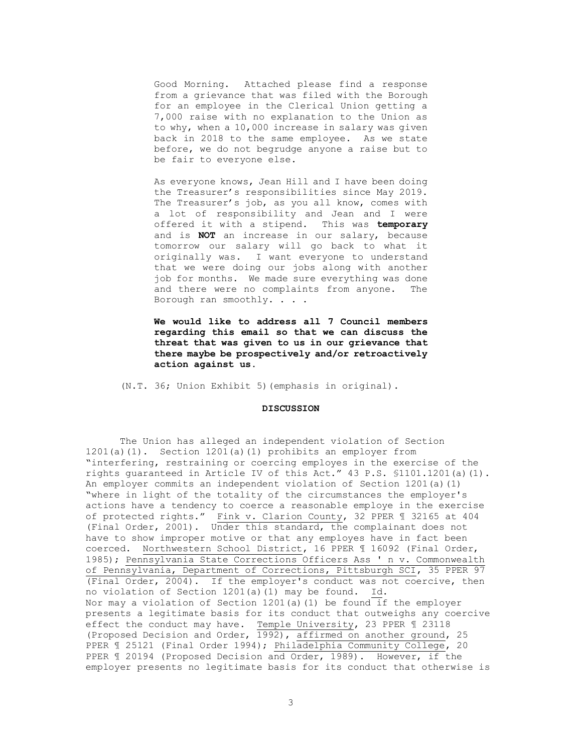> Good Morning. Attached please find a response from a grievance that was filed with the Borough for an employee in the Clerical Union getting a 7,000 raise with no explanation to the Union as to why, when a 10,000 increase in salary was given back in 2018 to the same employee. As we state before, we do not begrudge anyone a raise but to be fair to everyone else.
>
> As everyone knows, Jean Hill and I have been doing the Treasurer's responsibilities since May 2019. The Treasurer's job, as you all know, comes with a lot of responsibility and Jean and I were offered it with a stipend. This was **temporary** and is **NOT** an increase in our salary, because tomorrow our salary will go back to what it originally was. I want everyone to understand that we were doing our jobs along with another job for months. We made sure everything was done and there were no complaints from anyone. The Borough ran smoothly. . . .
>
> **We would like to address all 7 Council members regarding this email so that we can discuss the threat that was given to us in our grievance that there maybe be prospectively and/or retroactively action against us.**

(N.T. 36; Union Exhibit 5)(emphasis in original).

## DISCUSSION

The Union has alleged an independent violation of Section 1201(a)(1). Section 1201(a)(1) prohibits an employer from "interfering, restraining or coercing employes in the exercise of the rights guaranteed in Article IV of this Act." 43 P.S. §1101.1201(a)(1). An employer commits an independent violation of Section 1201(a)(1) "where in light of the totality of the circumstances the employer's actions have a tendency to coerce a reasonable employe in the exercise of protected rights." Fink v. Clarion County, 32 PPER ¶ 32165 at 404 (Final Order, 2001). Under this standard, the complainant does not have to show improper motive or that any employes have in fact been coerced. Northwestern School District, 16 PPER ¶ 16092 (Final Order, 1985); Pennsylvania State Corrections Officers Ass ' n v. Commonwealth of Pennsylvania, Department of Corrections, Pittsburgh SCI, 35 PPER 97 (Final Order, 2004). If the employer's conduct was not coercive, then no violation of Section 1201(a)(1) may be found. Id. Nor may a violation of Section 1201(a)(1) be found if the employer presents a legitimate basis for its conduct that outweighs any coercive effect the conduct may have. Temple University, 23 PPER ¶ 23118 (Proposed Decision and Order, 1992), affirmed on another ground, 25 PPER ¶ 25121 (Final Order 1994); Philadelphia Community College, 20 PPER ¶ 20194 (Proposed Decision and Order, 1989). However, if the employer presents no legitimate basis for its conduct that otherwise is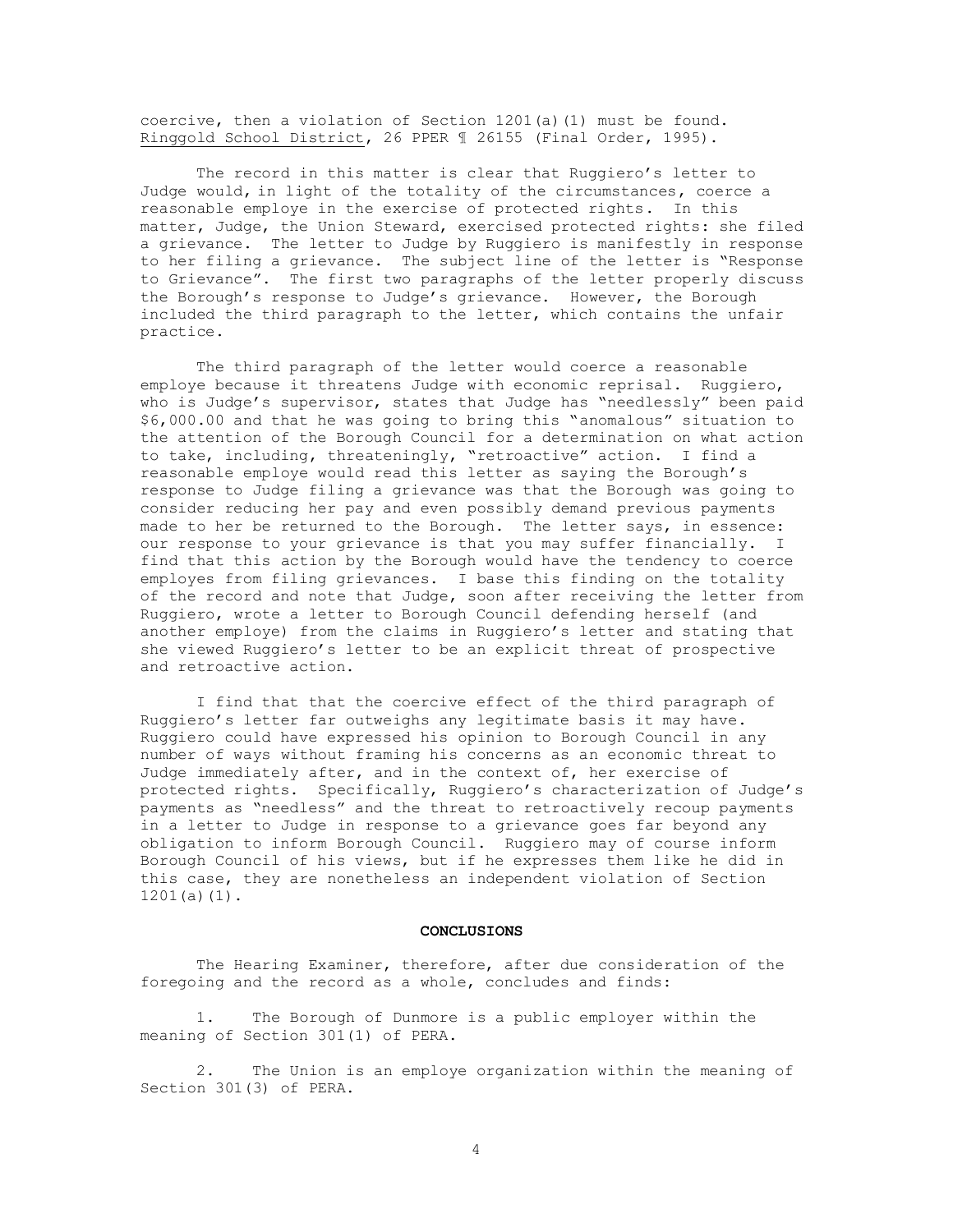coercive, then a violation of Section 1201(a)(1) must be found. Ringgold School District, 26 PPER ¶ 26155 (Final Order, 1995).

The record in this matter is clear that Ruggiero's letter to Judge would, in light of the totality of the circumstances, coerce a reasonable employe in the exercise of protected rights. In this matter, Judge, the Union Steward, exercised protected rights: she filed a grievance. The letter to Judge by Ruggiero is manifestly in response to her filing a grievance. The subject line of the letter is "Response to Grievance". The first two paragraphs of the letter properly discuss the Borough's response to Judge's grievance. However, the Borough included the third paragraph to the letter, which contains the unfair practice.

The third paragraph of the letter would coerce a reasonable employe because it threatens Judge with economic reprisal. Ruggiero, who is Judge's supervisor, states that Judge has "needlessly" been paid $6,000.00 and that he was going to bring this "anomalous" situation to the attention of the Borough Council for a determination on what action to take, including, threateningly, "retroactive" action. I find a reasonable employe would read this letter as saying the Borough's response to Judge filing a grievance was that the Borough was going to consider reducing her pay and even possibly demand previous payments made to her be returned to the Borough. The letter says, in essence: our response to your grievance is that you may suffer financially. I find that this action by the Borough would have the tendency to coerce employes from filing grievances. I base this finding on the totality of the record and note that Judge, soon after receiving the letter from Ruggiero, wrote a letter to Borough Council defending herself (and another employe) from the claims in Ruggiero's letter and stating that she viewed Ruggiero's letter to be an explicit threat of prospective and retroactive action.

I find that that the coercive effect of the third paragraph of Ruggiero's letter far outweighs any legitimate basis it may have. Ruggiero could have expressed his opinion to Borough Council in any number of ways without framing his concerns as an economic threat to Judge immediately after, and in the context of, her exercise of protected rights. Specifically, Ruggiero's characterization of Judge's payments as "needless" and the threat to retroactively recoup payments in a letter to Judge in response to a grievance goes far beyond any obligation to inform Borough Council. Ruggiero may of course inform Borough Council of his views, but if he expresses them like he did in this case, they are nonetheless an independent violation of Section 1201(a)(1).

**CONCLUSIONS**

The Hearing Examiner, therefore, after due consideration of the foregoing and the record as a whole, concludes and finds:

1. The Borough of Dunmore is a public employer within the meaning of Section 301(1) of PERA.

2. The Union is an employe organization within the meaning of Section 301(3) of PERA.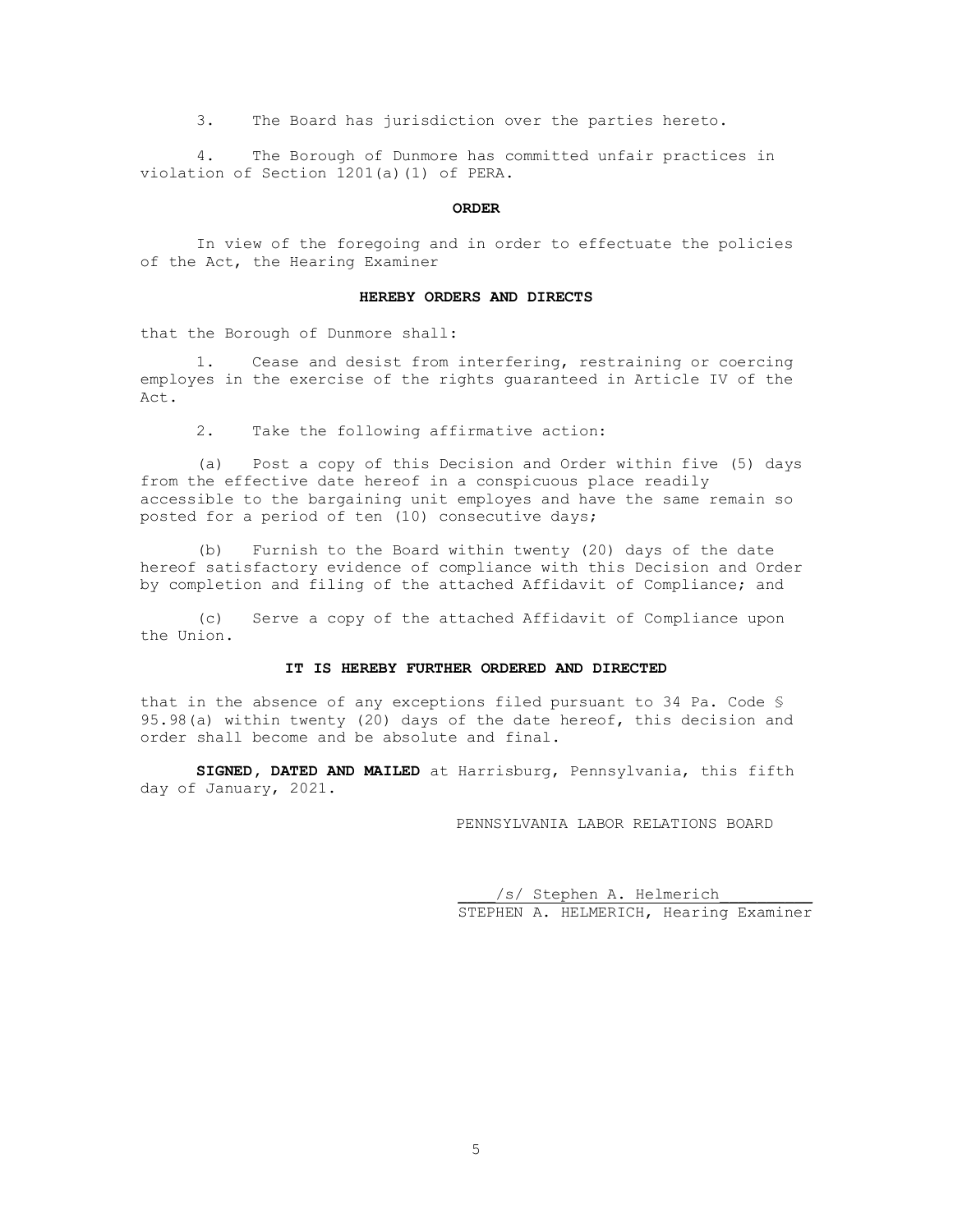3. The Board has jurisdiction over the parties hereto.

4. The Borough of Dunmore has committed unfair practices in violation of Section 1201(a)(1) of PERA.

**ORDER**

In view of the foregoing and in order to effectuate the policies of the Act, the Hearing Examiner

**HEREBY ORDERS AND DIRECTS**

that the Borough of Dunmore shall:

1. Cease and desist from interfering, restraining or coercing employes in the exercise of the rights guaranteed in Article IV of the Act.

2. Take the following affirmative action:

(a) Post a copy of this Decision and Order within five (5) days from the effective date hereof in a conspicuous place readily accessible to the bargaining unit employes and have the same remain so posted for a period of ten (10) consecutive days;

(b) Furnish to the Board within twenty (20) days of the date hereof satisfactory evidence of compliance with this Decision and Order by completion and filing of the attached Affidavit of Compliance; and

(c) Serve a copy of the attached Affidavit of Compliance upon the Union.

**IT IS HEREBY FURTHER ORDERED AND DIRECTED**

that in the absence of any exceptions filed pursuant to 34 Pa. Code § 95.98(a) within twenty (20) days of the date hereof, this decision and order shall become and be absolute and final.

**SIGNED, DATED AND MAILED** at Harrisburg, Pennsylvania, this fifth day of January, 2021.

PENNSYLVANIA LABOR RELATIONS BOARD

/s/ Stephen A. Helmerich
STEPHEN A. HELMERICH, Hearing Examiner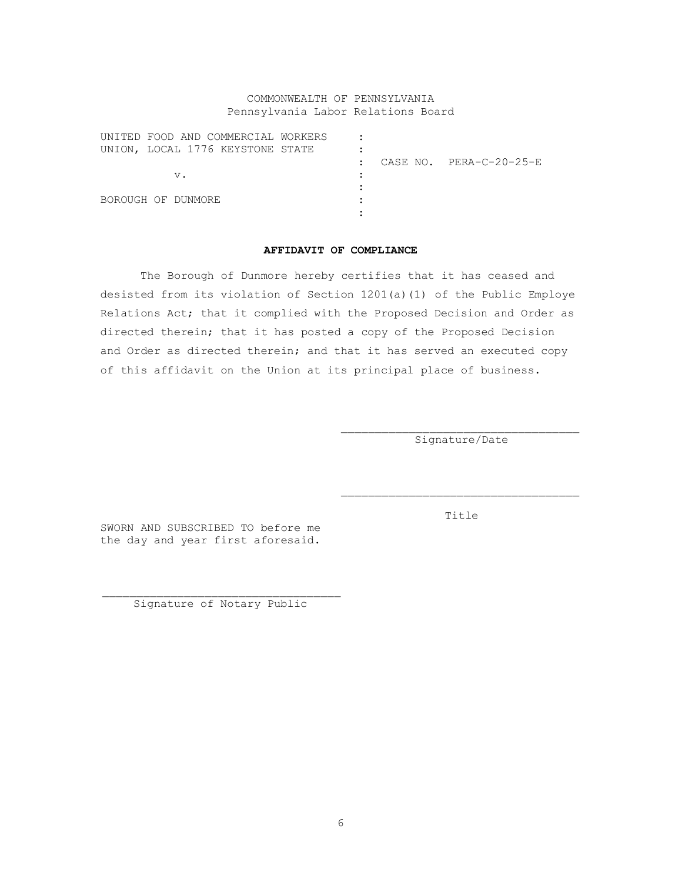COMMONWEALTH OF PENNSYLVANIA
Pennsylvania Labor Relations Board

| | | |
|---|---|---|
| UNITED FOOD AND COMMERCIAL WORKERS UNION, LOCAL 1776 KEYSTONE STATE | : | |
| | : | CASE NO. PERA-C-20-25-E |
| v. | : | |
| | : | |
| BOROUGH OF DUNMORE | : | |

**AFFIDAVIT OF COMPLIANCE**

The Borough of Dunmore hereby certifies that it has ceased and desisted from its violation of Section 1201(a)(1) of the Public Employe Relations Act; that it complied with the Proposed Decision and Order as directed therein; that it has posted a copy of the Proposed Decision and Order as directed therein; and that it has served an executed copy of this affidavit on the Union at its principal place of business.

_________________________________
Signature/Date

_________________________________
Title

SWORN AND SUBSCRIBED TO before me the day and year first aforesaid.

_________________________________
Signature of Notary Public